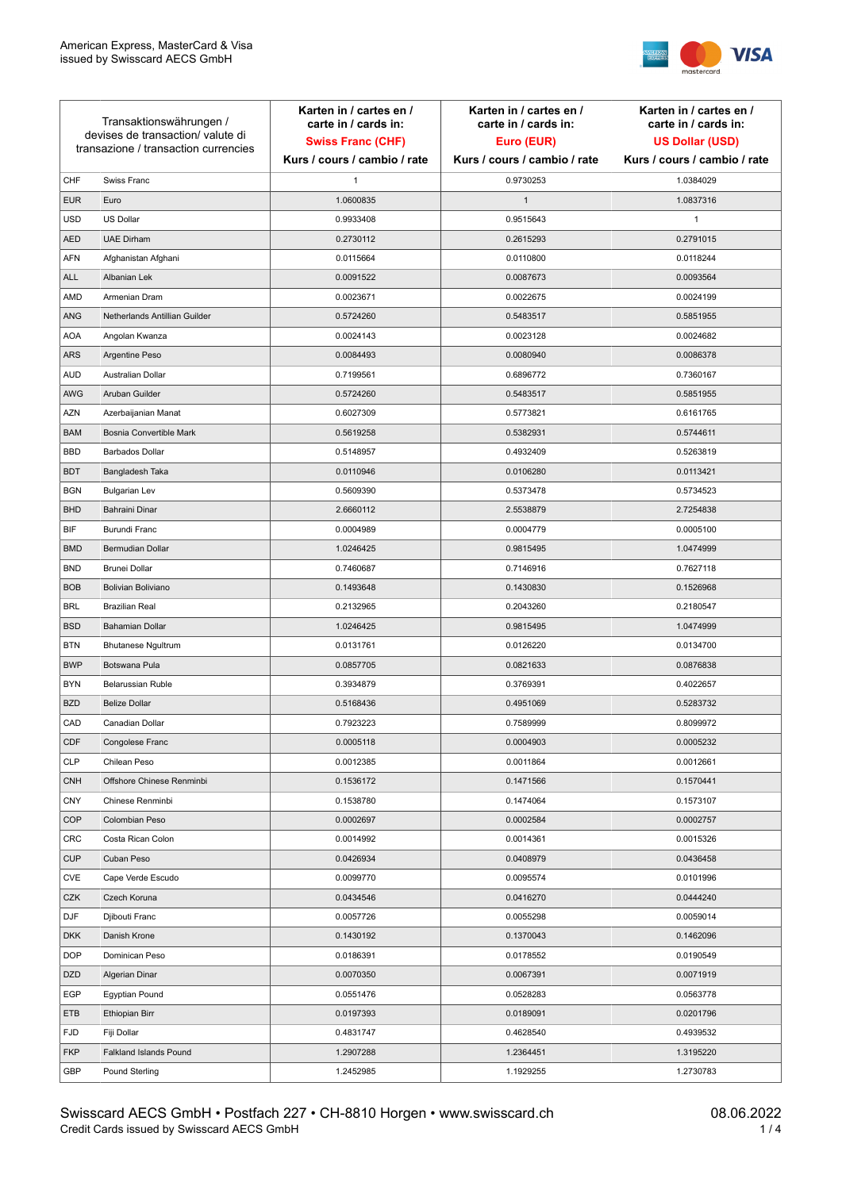American Express, MasterCard & Visa
issued by Swisscard AECS GmbH

| Transaktionswährungen / devises de transaction/ valute di transazione / transaction currencies | | Karten in / cartes en / carte in / cards in: **Swiss Franc (CHF)** Kurs / cours / cambio / rate | Karten in / cartes en / carte in / cards in: **Euro (EUR)** Kurs / cours / cambio / rate | Karten in / cartes en / carte in / cards in: **US Dollar (USD)** Kurs / cours / cambio / rate |
|---|---|---|---|---|
| CHF | Swiss Franc | 1 | 0.9730253 | 1.0384029 |
| EUR | Euro | 1.0600835 | 1 | 1.0837316 |
| USD | US Dollar | 0.9933408 | 0.9515643 | 1 |
| AED | UAE Dirham | 0.2730112 | 0.2615293 | 0.2791015 |
| AFN | Afghanistan Afghani | 0.0115664 | 0.0110800 | 0.0118244 |
| ALL | Albanian Lek | 0.0091522 | 0.0087673 | 0.0093564 |
| AMD | Armenian Dram | 0.0023671 | 0.0022675 | 0.0024199 |
| ANG | Netherlands Antillian Guilder | 0.5724260 | 0.5483517 | 0.5851955 |
| AOA | Angolan Kwanza | 0.0024143 | 0.0023128 | 0.0024682 |
| ARS | Argentine Peso | 0.0084493 | 0.0080940 | 0.0086378 |
| AUD | Australian Dollar | 0.7199561 | 0.6896772 | 0.7360167 |
| AWG | Aruban Guilder | 0.5724260 | 0.5483517 | 0.5851955 |
| AZN | Azerbaijanian Manat | 0.6027309 | 0.5773821 | 0.6161765 |
| BAM | Bosnia Convertible Mark | 0.5619258 | 0.5382931 | 0.5744611 |
| BBD | Barbados Dollar | 0.5148957 | 0.4932409 | 0.5263819 |
| BDT | Bangladesh Taka | 0.0110946 | 0.0106280 | 0.0113421 |
| BGN | Bulgarian Lev | 0.5609390 | 0.5373478 | 0.5734523 |
| BHD | Bahraini Dinar | 2.6660112 | 2.5538879 | 2.7254838 |
| BIF | Burundi Franc | 0.0004989 | 0.0004779 | 0.0005100 |
| BMD | Bermudian Dollar | 1.0246425 | 0.9815495 | 1.0474999 |
| BND | Brunei Dollar | 0.7460687 | 0.7146916 | 0.7627118 |
| BOB | Bolivian Boliviano | 0.1493648 | 0.1430830 | 0.1526968 |
| BRL | Brazilian Real | 0.2132965 | 0.2043260 | 0.2180547 |
| BSD | Bahamian Dollar | 1.0246425 | 0.9815495 | 1.0474999 |
| BTN | Bhutanese Ngultrum | 0.0131761 | 0.0126220 | 0.0134700 |
| BWP | Botswana Pula | 0.0857705 | 0.0821633 | 0.0876838 |
| BYN | Belarussian Ruble | 0.3934879 | 0.3769391 | 0.4022657 |
| BZD | Belize Dollar | 0.5168436 | 0.4951069 | 0.5283732 |
| CAD | Canadian Dollar | 0.7923223 | 0.7589999 | 0.8099972 |
| CDF | Congolese Franc | 0.0005118 | 0.0004903 | 0.0005232 |
| CLP | Chilean Peso | 0.0012385 | 0.0011864 | 0.0012661 |
| CNH | Offshore Chinese Renminbi | 0.1536172 | 0.1471566 | 0.1570441 |
| CNY | Chinese Renminbi | 0.1538780 | 0.1474064 | 0.1573107 |
| COP | Colombian Peso | 0.0002697 | 0.0002584 | 0.0002757 |
| CRC | Costa Rican Colon | 0.0014992 | 0.0014361 | 0.0015326 |
| CUP | Cuban Peso | 0.0426934 | 0.0408979 | 0.0436458 |
| CVE | Cape Verde Escudo | 0.0099770 | 0.0095574 | 0.0101996 |
| CZK | Czech Koruna | 0.0434546 | 0.0416270 | 0.0444240 |
| DJF | Djibouti Franc | 0.0057726 | 0.0055298 | 0.0059014 |
| DKK | Danish Krone | 0.1430192 | 0.1370043 | 0.1462096 |
| DOP | Dominican Peso | 0.0186391 | 0.0178552 | 0.0190549 |
| DZD | Algerian Dinar | 0.0070350 | 0.0067391 | 0.0071919 |
| EGP | Egyptian Pound | 0.0551476 | 0.0528283 | 0.0563778 |
| ETB | Ethiopian Birr | 0.0197393 | 0.0189091 | 0.0201796 |
| FJD | Fiji Dollar | 0.4831747 | 0.4628540 | 0.4939532 |
| FKP | Falkland Islands Pound | 1.2907288 | 1.2364451 | 1.3195220 |
| GBP | Pound Sterling | 1.2452985 | 1.1929255 | 1.2730783 |

Swisscard AECS GmbH • Postfach 227 • CH-8810 Horgen • www.swisscard.ch
Credit Cards issued by Swisscard AECS GmbH

08.06.2022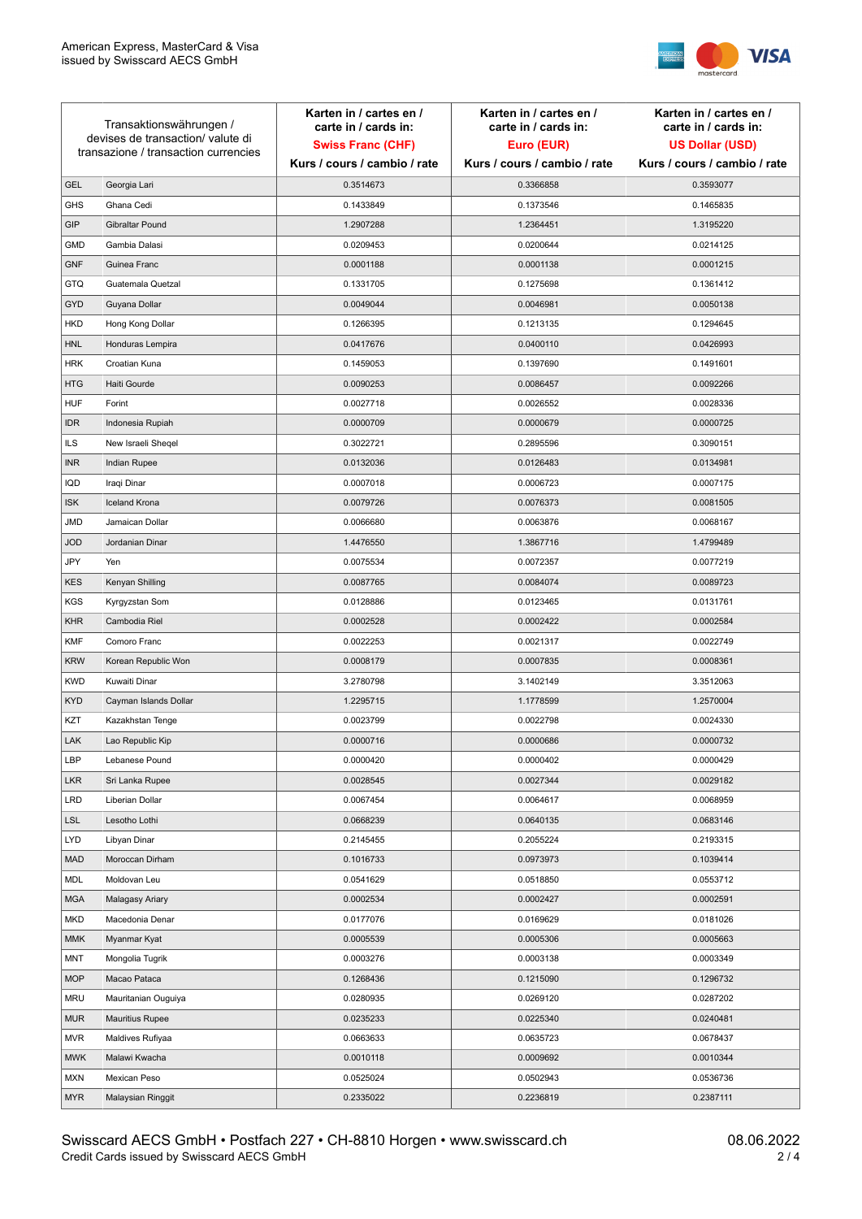| Transaktionswährungen / devises de transaction/ valute di transazione / transaction currencies | | Karten in / cartes en / carte in / cards in: **Swiss Franc (CHF)** Kurs / cours / cambio / rate | Karten in / cartes en / carte in / cards in: **Euro (EUR)** Kurs / cours / cambio / rate | Karten in / cartes en / carte in / cards in: **US Dollar (USD)** Kurs / cours / cambio / rate |
|---|---|---|---|---|
| GEL | Georgia Lari | 0.3514673 | 0.3366858 | 0.3593077 |
| GHS | Ghana Cedi | 0.1433849 | 0.1373546 | 0.1465835 |
| GIP | Gibraltar Pound | 1.2907288 | 1.2364451 | 1.3195220 |
| GMD | Gambia Dalasi | 0.0209453 | 0.0200644 | 0.0214125 |
| GNF | Guinea Franc | 0.0001188 | 0.0001138 | 0.0001215 |
| GTQ | Guatemala Quetzal | 0.1331705 | 0.1275698 | 0.1361412 |
| GYD | Guyana Dollar | 0.0049044 | 0.0046981 | 0.0050138 |
| HKD | Hong Kong Dollar | 0.1266395 | 0.1213135 | 0.1294645 |
| HNL | Honduras Lempira | 0.0417676 | 0.0400110 | 0.0426993 |
| HRK | Croatian Kuna | 0.1459053 | 0.1397690 | 0.1491601 |
| HTG | Haiti Gourde | 0.0090253 | 0.0086457 | 0.0092266 |
| HUF | Forint | 0.0027718 | 0.0026552 | 0.0028336 |
| IDR | Indonesia Rupiah | 0.0000709 | 0.0000679 | 0.0000725 |
| ILS | New Israeli Sheqel | 0.3022721 | 0.2895596 | 0.3090151 |
| INR | Indian Rupee | 0.0132036 | 0.0126483 | 0.0134981 |
| IQD | Iraqi Dinar | 0.0007018 | 0.0006723 | 0.0007175 |
| ISK | Iceland Krona | 0.0079726 | 0.0076373 | 0.0081505 |
| JMD | Jamaican Dollar | 0.0066680 | 0.0063876 | 0.0068167 |
| JOD | Jordanian Dinar | 1.4476550 | 1.3867716 | 1.4799489 |
| JPY | Yen | 0.0075534 | 0.0072357 | 0.0077219 |
| KES | Kenyan Shilling | 0.0087765 | 0.0084074 | 0.0089723 |
| KGS | Kyrgyzstan Som | 0.0128886 | 0.0123465 | 0.0131761 |
| KHR | Cambodia Riel | 0.0002528 | 0.0002422 | 0.0002584 |
| KMF | Comoro Franc | 0.0022253 | 0.0021317 | 0.0022749 |
| KRW | Korean Republic Won | 0.0008179 | 0.0007835 | 0.0008361 |
| KWD | Kuwaiti Dinar | 3.2780798 | 3.1402149 | 3.3512063 |
| KYD | Cayman Islands Dollar | 1.2295715 | 1.1778599 | 1.2570004 |
| KZT | Kazakhstan Tenge | 0.0023799 | 0.0022798 | 0.0024330 |
| LAK | Lao Republic Kip | 0.0000716 | 0.0000686 | 0.0000732 |
| LBP | Lebanese Pound | 0.0000420 | 0.0000402 | 0.0000429 |
| LKR | Sri Lanka Rupee | 0.0028545 | 0.0027344 | 0.0029182 |
| LRD | Liberian Dollar | 0.0067454 | 0.0064617 | 0.0068959 |
| LSL | Lesotho Lothi | 0.0668239 | 0.0640135 | 0.0683146 |
| LYD | Libyan Dinar | 0.2145455 | 0.2055224 | 0.2193315 |
| MAD | Moroccan Dirham | 0.1016733 | 0.0973973 | 0.1039414 |
| MDL | Moldovan Leu | 0.0541629 | 0.0518850 | 0.0553712 |
| MGA | Malagasy Ariary | 0.0002534 | 0.0002427 | 0.0002591 |
| MKD | Macedonia Denar | 0.0177076 | 0.0169629 | 0.0181026 |
| MMK | Myanmar Kyat | 0.0005539 | 0.0005306 | 0.0005663 |
| MNT | Mongolia Tugrik | 0.0003276 | 0.0003138 | 0.0003349 |
| MOP | Macao Pataca | 0.1268436 | 0.1215090 | 0.1296732 |
| MRU | Mauritanian Ouguiya | 0.0280935 | 0.0269120 | 0.0287202 |
| MUR | Mauritius Rupee | 0.0235233 | 0.0225340 | 0.0240481 |
| MVR | Maldives Rufiyaa | 0.0663633 | 0.0635723 | 0.0678437 |
| MWK | Malawi Kwacha | 0.0010118 | 0.0009692 | 0.0010344 |
| MXN | Mexican Peso | 0.0525024 | 0.0502943 | 0.0536736 |
| MYR | Malaysian Ringgit | 0.2335022 | 0.2236819 | 0.2387111 |

Swisscard AECS GmbH • Postfach 227 • CH-8810 Horgen • www.swisscard.ch
Credit Cards issued by Swisscard AECS GmbH

08.06.2022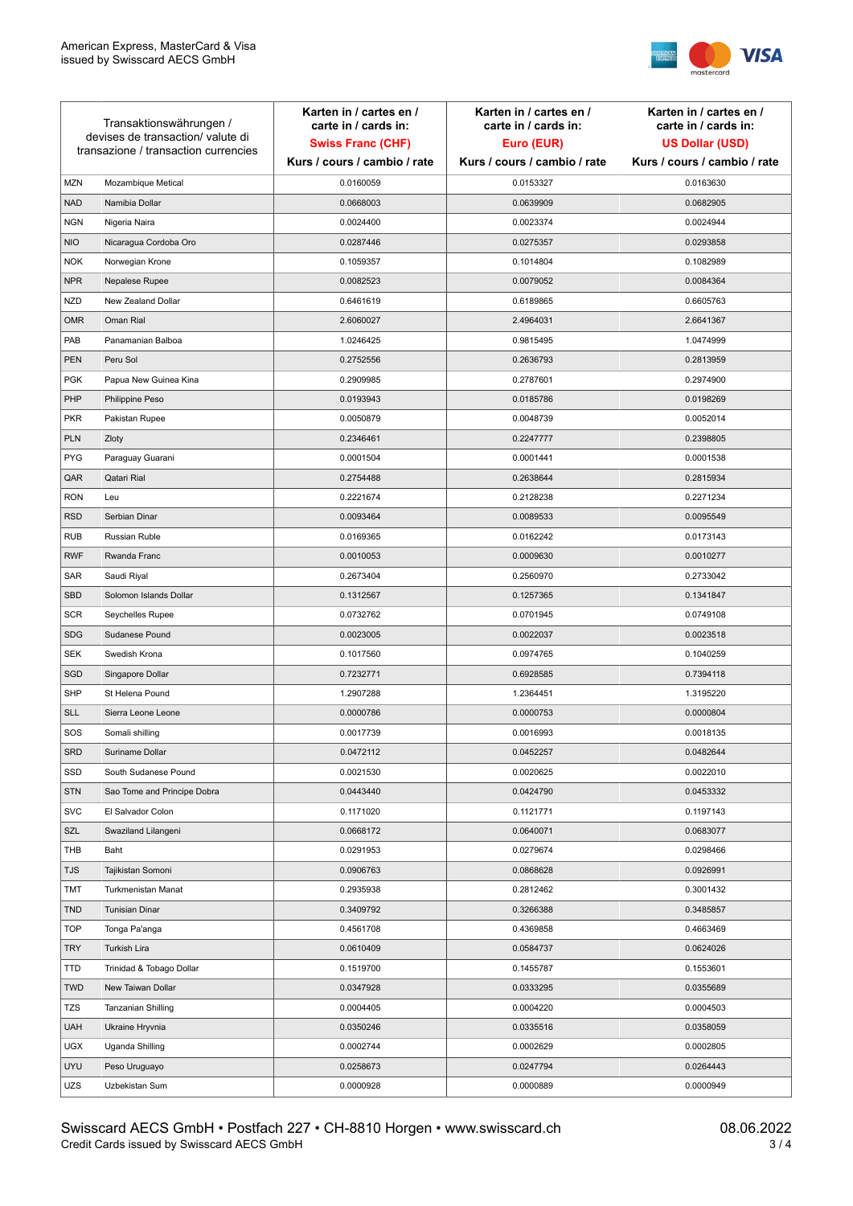| Transaktionswährungen / devises de transaction/ valute di transazione / transaction currencies | | Karten in / cartes en / carte in / cards in: **Swiss Franc (CHF)** Kurs / cours / cambio / rate | Karten in / cartes en / carte in / cards in: **Euro (EUR)** Kurs / cours / cambio / rate | Karten in / cartes en / carte in / cards in: **US Dollar (USD)** Kurs / cours / cambio / rate |
|---|---|---|---|---|
| MZN | Mozambique Metical | 0.0160059 | 0.0153327 | 0.0163630 |
| NAD | Namibia Dollar | 0.0668003 | 0.0639909 | 0.0682905 |
| NGN | Nigeria Naira | 0.0024400 | 0.0023374 | 0.0024944 |
| NIO | Nicaragua Cordoba Oro | 0.0287446 | 0.0275357 | 0.0293858 |
| NOK | Norwegian Krone | 0.1059357 | 0.1014804 | 0.1082989 |
| NPR | Nepalese Rupee | 0.0082523 | 0.0079052 | 0.0084364 |
| NZD | New Zealand Dollar | 0.6461619 | 0.6189865 | 0.6605763 |
| OMR | Oman Rial | 2.6060027 | 2.4964031 | 2.6641367 |
| PAB | Panamanian Balboa | 1.0246425 | 0.9815495 | 1.0474999 |
| PEN | Peru Sol | 0.2752556 | 0.2636793 | 0.2813959 |
| PGK | Papua New Guinea Kina | 0.2909985 | 0.2787601 | 0.2974900 |
| PHP | Philippine Peso | 0.0193943 | 0.0185786 | 0.0198269 |
| PKR | Pakistan Rupee | 0.0050879 | 0.0048739 | 0.0052014 |
| PLN | Zloty | 0.2346461 | 0.2247777 | 0.2398805 |
| PYG | Paraguay Guarani | 0.0001504 | 0.0001441 | 0.0001538 |
| QAR | Qatari Rial | 0.2754488 | 0.2638644 | 0.2815934 |
| RON | Leu | 0.2221674 | 0.2128238 | 0.2271234 |
| RSD | Serbian Dinar | 0.0093464 | 0.0089533 | 0.0095549 |
| RUB | Russian Ruble | 0.0169365 | 0.0162242 | 0.0173143 |
| RWF | Rwanda Franc | 0.0010053 | 0.0009630 | 0.0010277 |
| SAR | Saudi Riyal | 0.2673404 | 0.2560970 | 0.2733042 |
| SBD | Solomon Islands Dollar | 0.1312567 | 0.1257365 | 0.1341847 |
| SCR | Seychelles Rupee | 0.0732762 | 0.0701945 | 0.0749108 |
| SDG | Sudanese Pound | 0.0023005 | 0.0022037 | 0.0023518 |
| SEK | Swedish Krona | 0.1017560 | 0.0974765 | 0.1040259 |
| SGD | Singapore Dollar | 0.7232771 | 0.6928585 | 0.7394118 |
| SHP | St Helena Pound | 1.2907288 | 1.2364451 | 1.3195220 |
| SLL | Sierra Leone Leone | 0.0000786 | 0.0000753 | 0.0000804 |
| SOS | Somali shilling | 0.0017739 | 0.0016993 | 0.0018135 |
| SRD | Suriname Dollar | 0.0472112 | 0.0452257 | 0.0482644 |
| SSD | South Sudanese Pound | 0.0021530 | 0.0020625 | 0.0022010 |
| STN | Sao Tome and Principe Dobra | 0.0443440 | 0.0424790 | 0.0453332 |
| SVC | El Salvador Colon | 0.1171020 | 0.1121771 | 0.1197143 |
| SZL | Swaziland Lilangeni | 0.0668172 | 0.0640071 | 0.0683077 |
| THB | Baht | 0.0291953 | 0.0279674 | 0.0298466 |
| TJS | Tajikistan Somoni | 0.0906763 | 0.0868628 | 0.0926991 |
| TMT | Turkmenistan Manat | 0.2935938 | 0.2812462 | 0.3001432 |
| TND | Tunisian Dinar | 0.3409792 | 0.3266388 | 0.3485857 |
| TOP | Tonga Pa'anga | 0.4561708 | 0.4369858 | 0.4663469 |
| TRY | Turkish Lira | 0.0610409 | 0.0584737 | 0.0624026 |
| TTD | Trinidad & Tobago Dollar | 0.1519700 | 0.1455787 | 0.1553601 |
| TWD | New Taiwan Dollar | 0.0347928 | 0.0333295 | 0.0355689 |
| TZS | Tanzanian Shilling | 0.0004405 | 0.0004220 | 0.0004503 |
| UAH | Ukraine Hryvnia | 0.0350246 | 0.0335516 | 0.0358059 |
| UGX | Uganda Shilling | 0.0002744 | 0.0002629 | 0.0002805 |
| UYU | Peso Uruguayo | 0.0258673 | 0.0247794 | 0.0264443 |
| UZS | Uzbekistan Sum | 0.0000928 | 0.0000889 | 0.0000949 |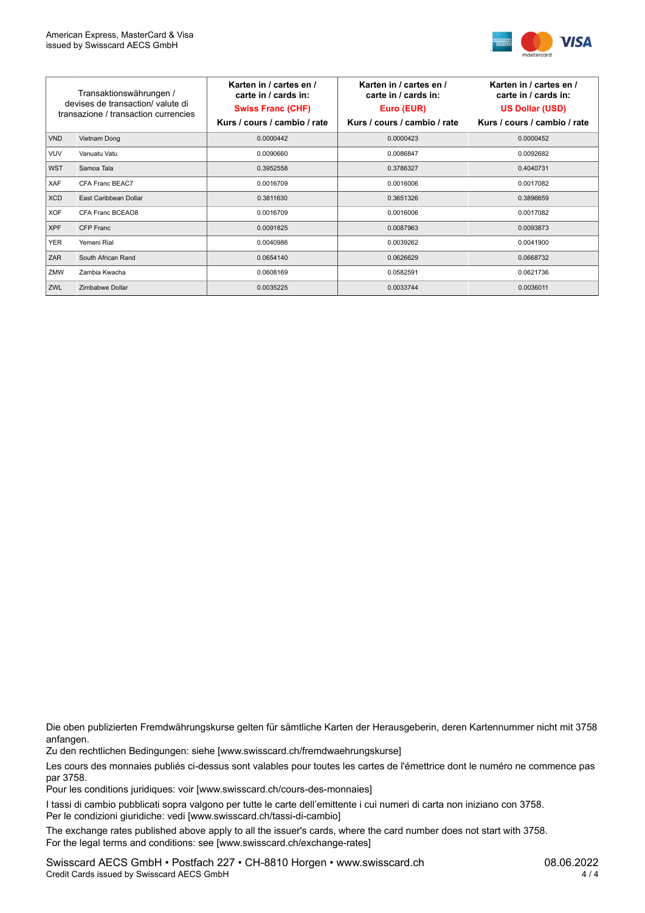| Transaktionswährungen / devises de transaction/ valute di transazione / transaction currencies | | Karten in / cartes en / carte in / cards in: **Swiss Franc (CHF)** Kurs / cours / cambio / rate | Karten in / cartes en / carte in / cards in: **Euro (EUR)** Kurs / cours / cambio / rate | Karten in / cartes en / carte in / cards in: **US Dollar (USD)** Kurs / cours / cambio / rate |
|---|---|---|---|---|
| VND | Vietnam Dong | 0.0000442 | 0.0000423 | 0.0000452 |
| VUV | Vanuatu Vatu | 0.0090660 | 0.0086847 | 0.0092682 |
| WST | Samoa Tala | 0.3952558 | 0.3786327 | 0.4040731 |
| XAF | CFA Franc BEAC7 | 0.0016709 | 0.0016006 | 0.0017082 |
| XCD | East Caribbean Dollar | 0.3811630 | 0.3651326 | 0.3896659 |
| XOF | CFA Franc BCEAO8 | 0.0016709 | 0.0016006 | 0.0017082 |
| XPF | CFP Franc | 0.0091825 | 0.0087963 | 0.0093873 |
| YER | Yemeni Rial | 0.0040986 | 0.0039262 | 0.0041900 |
| ZAR | South African Rand | 0.0654140 | 0.0626629 | 0.0668732 |
| ZMW | Zambia Kwacha | 0.0608169 | 0.0582591 | 0.0621736 |
| ZWL | Zimbabwe Dollar | 0.0035225 | 0.0033744 | 0.0036011 |

Die oben publizierten Fremdwährungskurse gelten für sämtliche Karten der Herausgeberin, deren Kartennummer nicht mit 3758 anfangen.
Zu den rechtlichen Bedingungen: siehe [www.swisscard.ch/fremdwaehrungskurse]

Les cours des monnaies publiés ci-dessus sont valables pour toutes les cartes de l'émettrice dont le numéro ne commence pas par 3758.
Pour les conditions juridiques: voir [www.swisscard.ch/cours-des-monnaies]

I tassi di cambio pubblicati sopra valgono per tutte le carte dell'emittente i cui numeri di carta non iniziano con 3758.
Per le condizioni giuridiche: vedi [www.swisscard.ch/tassi-di-cambio]

The exchange rates published above apply to all the issuer's cards, where the card number does not start with 3758.
For the legal terms and conditions: see [www.swisscard.ch/exchange-rates]

Swisscard AECS GmbH • Postfach 227 • CH-8810 Horgen • www.swisscard.ch
Credit Cards issued by Swisscard AECS GmbH

08.06.2022